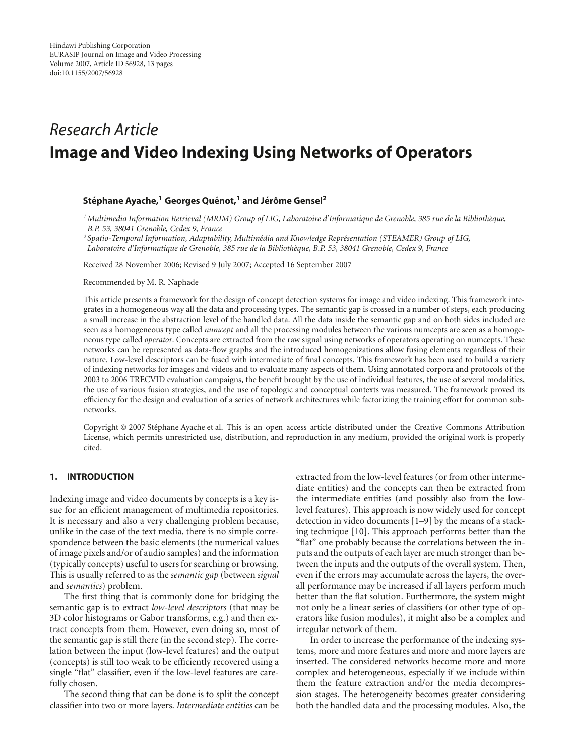Hindawi Publishing Corporation
EURASIP Journal on Image and Video Processing
Volume 2007, Article ID 56928, 13 pages
doi:10.1155/2007/56928

*Research Article*

# Image and Video Indexing Using Networks of Operators

**Stéphane Ayache,[1] Georges Quénot,[1] and Jérôme Gensel[2]**

[1] *Multimedia Information Retrieval (MRIM) Group of LIG, Laboratoire d'Informatique de Grenoble, 385 rue de la Bibliothèque, B.P. 53, 38041 Grenoble, Cedex 9, France*

[2] *Spatio-Temporal Information, Adaptability, Multimédia and Knowledge Représentation (STEAMER) Group of LIG, Laboratoire d'Informatique de Grenoble, 385 rue de la Bibliothèque, B.P. 53, 38041 Grenoble, Cedex 9, France*

Received 28 November 2006; Revised 9 July 2007; Accepted 16 September 2007

Recommended by M. R. Naphade

This article presents a framework for the design of concept detection systems for image and video indexing. This framework integrates in a homogeneous way all the data and processing types. The semantic gap is crossed in a number of steps, each producing a small increase in the abstraction level of the handled data. All the data inside the semantic gap and on both sides included are seen as a homogeneous type called *numcept* and all the processing modules between the various numcepts are seen as a homogeneous type called *operator*. Concepts are extracted from the raw signal using networks of operators operating on numcepts. These networks can be represented as data-flow graphs and the introduced homogenizations allow fusing elements regardless of their nature. Low-level descriptors can be fused with intermediate of final concepts. This framework has been used to build a variety of indexing networks for images and videos and to evaluate many aspects of them. Using annotated corpora and protocols of the 2003 to 2006 TRECVID evaluation campaigns, the benefit brought by the use of individual features, the use of several modalities, the use of various fusion strategies, and the use of topologic and conceptual contexts was measured. The framework proved its efficiency for the design and evaluation of a series of network architectures while factorizing the training effort for common sub-networks.

Copyright © 2007 Stéphane Ayache et al. This is an open access article distributed under the Creative Commons Attribution License, which permits unrestricted use, distribution, and reproduction in any medium, provided the original work is properly cited.

## 1. INTRODUCTION

Indexing image and video documents by concepts is a key issue for an efficient management of multimedia repositories. It is necessary and also a very challenging problem because, unlike in the case of the text media, there is no simple correspondence between the basic elements (the numerical values of image pixels and/or of audio samples) and the information (typically concepts) useful to users for searching or browsing. This is usually referred to as the *semantic gap* (between *signal* and *semantics*) problem.

The first thing that is commonly done for bridging the semantic gap is to extract *low-level descriptors* (that may be 3D color histograms or Gabor transforms, e.g.) and then extract concepts from them. However, even doing so, most of the semantic gap is still there (in the second step). The correlation between the input (low-level features) and the output (concepts) is still too weak to be efficiently recovered using a single "flat" classifier, even if the low-level features are carefully chosen.

The second thing that can be done is to split the concept classifier into two or more layers. *Intermediate entities* can be extracted from the low-level features (or from other intermediate entities) and the concepts can then be extracted from the intermediate entities (and possibly also from the low-level features). This approach is now widely used for concept detection in video documents [1–9] by the means of a stacking technique [10]. This approach performs better than the "flat" one probably because the correlations between the inputs and the outputs of each layer are much stronger than between the inputs and the outputs of the overall system. Then, even if the errors may accumulate across the layers, the overall performance may be increased if all layers perform much better than the flat solution. Furthermore, the system might not only be a linear series of classifiers (or other type of operators like fusion modules), it might also be a complex and irregular network of them.

In order to increase the performance of the indexing systems, more and more features and more and more layers are inserted. The considered networks become more and more complex and heterogeneous, especially if we include within them the feature extraction and/or the media decompression stages. The heterogeneity becomes greater considering both the handled data and the processing modules. Also, the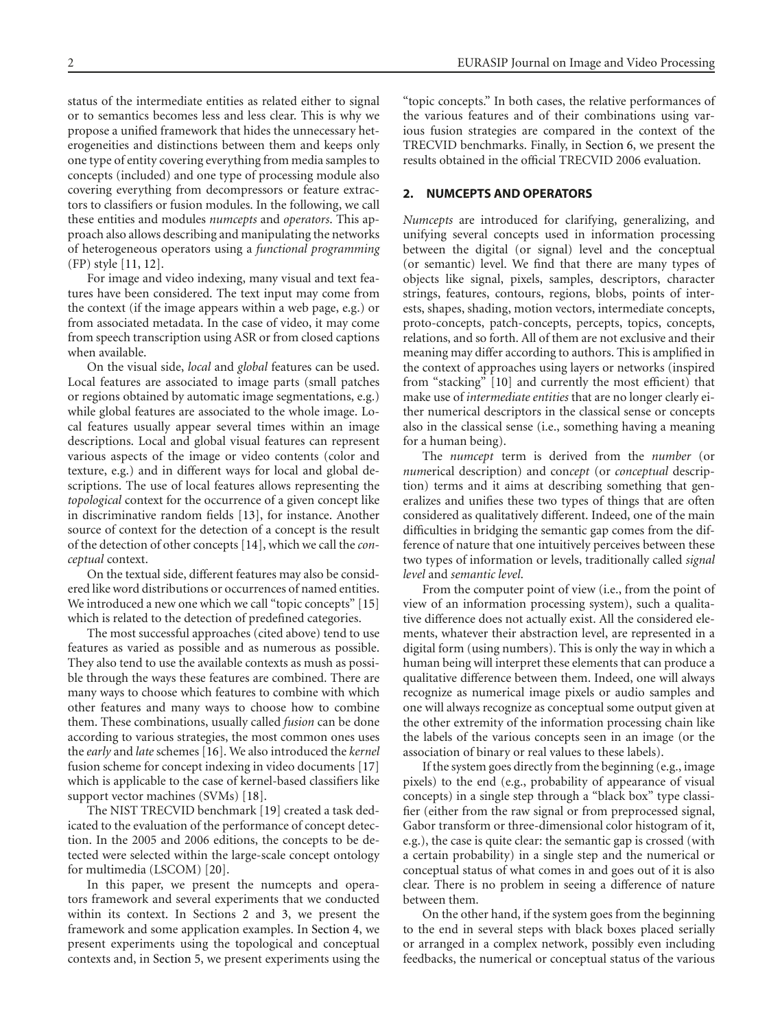status of the intermediate entities as related either to signal or to semantics becomes less and less clear. This is why we propose a unified framework that hides the unnecessary heterogeneities and distinctions between them and keeps only one type of entity covering everything from media samples to concepts (included) and one type of processing module also covering everything from decompressors or feature extractors to classifiers or fusion modules. In the following, we call these entities and modules *numcepts* and *operators*. This approach also allows describing and manipulating the networks of heterogeneous operators using a *functional programming* (FP) style [11, 12].

For image and video indexing, many visual and text features have been considered. The text input may come from the context (if the image appears within a web page, e.g.) or from associated metadata. In the case of video, it may come from speech transcription using ASR or from closed captions when available.

On the visual side, *local* and *global* features can be used. Local features are associated to image parts (small patches or regions obtained by automatic image segmentations, e.g.) while global features are associated to the whole image. Local features usually appear several times within an image descriptions. Local and global visual features can represent various aspects of the image or video contents (color and texture, e.g.) and in different ways for local and global descriptions. The use of local features allows representing the *topological* context for the occurrence of a given concept like in discriminative random fields [13], for instance. Another source of context for the detection of a concept is the result of the detection of other concepts [14], which we call the *conceptual* context.

On the textual side, different features may also be considered like word distributions or occurrences of named entities. We introduced a new one which we call "topic concepts" [15] which is related to the detection of predefined categories.

The most successful approaches (cited above) tend to use features as varied as possible and as numerous as possible. They also tend to use the available contexts as mush as possible through the ways these features are combined. There are many ways to choose which features to combine with which other features and many ways to choose how to combine them. These combinations, usually called *fusion* can be done according to various strategies, the most common ones uses the *early* and *late* schemes [16]. We also introduced the *kernel* fusion scheme for concept indexing in video documents [17] which is applicable to the case of kernel-based classifiers like support vector machines (SVMs) [18].

The NIST TRECVID benchmark [19] created a task dedicated to the evaluation of the performance of concept detection. In the 2005 and 2006 editions, the concepts to be detected were selected within the large-scale concept ontology for multimedia (LSCOM) [20].

In this paper, we present the numcepts and operators framework and several experiments that we conducted within its context. In Sections 2 and 3, we present the framework and some application examples. In Section 4, we present experiments using the topological and conceptual contexts and, in Section 5, we present experiments using the "topic concepts." In both cases, the relative performances of the various features and of their combinations using various fusion strategies are compared in the context of the TRECVID benchmarks. Finally, in Section 6, we present the results obtained in the official TRECVID 2006 evaluation.

## 2. NUMCEPTS AND OPERATORS

*Numcepts* are introduced for clarifying, generalizing, and unifying several concepts used in information processing between the digital (or signal) level and the conceptual (or semantic) level. We find that there are many types of objects like signal, pixels, samples, descriptors, character strings, features, contours, regions, blobs, points of interests, shapes, shading, motion vectors, intermediate concepts, proto-concepts, patch-concepts, percepts, topics, concepts, relations, and so forth. All of them are not exclusive and their meaning may differ according to authors. This is amplified in the context of approaches using layers or networks (inspired from "stacking" [10] and currently the most efficient) that make use of *intermediate entities* that are no longer clearly either numerical descriptors in the classical sense or concepts also in the classical sense (i.e., something having a meaning for a human being).

The *numcept* term is derived from the *number* (or *num*erical description) and con*cept* (or *conceptual* description) terms and it aims at describing something that generalizes and unifies these two types of things that are often considered as qualitatively different. Indeed, one of the main difficulties in bridging the semantic gap comes from the difference of nature that one intuitively perceives between these two types of information or levels, traditionally called *signal level* and *semantic level*.

From the computer point of view (i.e., from the point of view of an information processing system), such a qualitative difference does not actually exist. All the considered elements, whatever their abstraction level, are represented in a digital form (using numbers). This is only the way in which a human being will interpret these elements that can produce a qualitative difference between them. Indeed, one will always recognize as numerical image pixels or audio samples and one will always recognize as conceptual some output given at the other extremity of the information processing chain like the labels of the various concepts seen in an image (or the association of binary or real values to these labels).

If the system goes directly from the beginning (e.g., image pixels) to the end (e.g., probability of appearance of visual concepts) in a single step through a "black box" type classifier (either from the raw signal or from preprocessed signal, Gabor transform or three-dimensional color histogram of it, e.g.), the case is quite clear: the semantic gap is crossed (with a certain probability) in a single step and the numerical or conceptual status of what comes in and goes out of it is also clear. There is no problem in seeing a difference of nature between them.

On the other hand, if the system goes from the beginning to the end in several steps with black boxes placed serially or arranged in a complex network, possibly even including feedbacks, the numerical or conceptual status of the various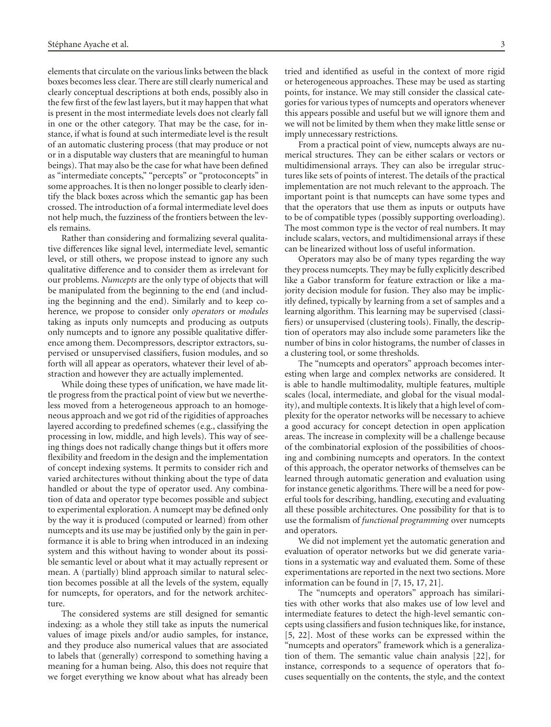elements that circulate on the various links between the black boxes becomes less clear. There are still clearly numerical and clearly conceptual descriptions at both ends, possibly also in the few first of the few last layers, but it may happen that what is present in the most intermediate levels does not clearly fall in one or the other category. That may be the case, for instance, if what is found at such intermediate level is the result of an automatic clustering process (that may produce or not or in a disputable way clusters that are meaningful to human beings). That may also be the case for what have been defined as "intermediate concepts," "percepts" or "protoconcepts" in some approaches. It is then no longer possible to clearly identify the black boxes across which the semantic gap has been crossed. The introduction of a formal intermediate level does not help much, the fuzziness of the frontiers between the levels remains.

Rather than considering and formalizing several qualitative differences like signal level, intermediate level, semantic level, or still others, we propose instead to ignore any such qualitative difference and to consider them as irrelevant for our problems. *Numcepts* are the only type of objects that will be manipulated from the beginning to the end (and including the beginning and the end). Similarly and to keep coherence, we propose to consider only *operators* or *modules* taking as inputs only numcepts and producing as outputs only numcepts and to ignore any possible qualitative difference among them. Decompressors, descriptor extractors, supervised or unsupervised classifiers, fusion modules, and so forth will all appear as operators, whatever their level of abstraction and however they are actually implemented.

While doing these types of unification, we have made little progress from the practical point of view but we nevertheless moved from a heterogeneous approach to an homogeneous approach and we got rid of the rigidities of approaches layered according to predefined schemes (e.g., classifying the processing in low, middle, and high levels). This way of seeing things does not radically change things but it offers more flexibility and freedom in the design and the implementation of concept indexing systems. It permits to consider rich and varied architectures without thinking about the type of data handled or about the type of operator used. Any combination of data and operator type becomes possible and subject to experimental exploration. A numcept may be defined only by the way it is produced (computed or learned) from other numcepts and its use may be justified only by the gain in performance it is able to bring when introduced in an indexing system and this without having to wonder about its possible semantic level or about what it may actually represent or mean. A (partially) blind approach similar to natural selection becomes possible at all the levels of the system, equally for numcepts, for operators, and for the network architecture.

The considered systems are still designed for semantic indexing: as a whole they still take as inputs the numerical values of image pixels and/or audio samples, for instance, and they produce also numerical values that are associated to labels that (generally) correspond to something having a meaning for a human being. Also, this does not require that we forget everything we know about what has already been tried and identified as useful in the context of more rigid or heterogeneous approaches. These may be used as starting points, for instance. We may still consider the classical categories for various types of numcepts and operators whenever this appears possible and useful but we will ignore them and we will not be limited by them when they make little sense or imply unnecessary restrictions.

From a practical point of view, numcepts always are numerical structures. They can be either scalars or vectors or multidimensional arrays. They can also be irregular structures like sets of points of interest. The details of the practical implementation are not much relevant to the approach. The important point is that numcepts can have some types and that the operators that use them as inputs or outputs have to be of compatible types (possibly supporting overloading). The most common type is the vector of real numbers. It may include scalars, vectors, and multidimensional arrays if these can be linearized without loss of useful information.

Operators may also be of many types regarding the way they process numcepts. They may be fully explicitly described like a Gabor transform for feature extraction or like a majority decision module for fusion. They also may be implicitly defined, typically by learning from a set of samples and a learning algorithm. This learning may be supervised (classifiers) or unsupervised (clustering tools). Finally, the description of operators may also include some parameters like the number of bins in color histograms, the number of classes in a clustering tool, or some thresholds.

The "numcepts and operators" approach becomes interesting when large and complex networks are considered. It is able to handle multimodality, multiple features, multiple scales (local, intermediate, and global for the visual modality), and multiple contexts. It is likely that a high level of complexity for the operator networks will be necessary to achieve a good accuracy for concept detection in open application areas. The increase in complexity will be a challenge because of the combinatorial explosion of the possibilities of choosing and combining numcepts and operators. In the context of this approach, the operator networks of themselves can be learned through automatic generation and evaluation using for instance genetic algorithms. There will be a need for powerful tools for describing, handling, executing and evaluating all these possible architectures. One possibility for that is to use the formalism of *functional programming* over numcepts and operators.

We did not implement yet the automatic generation and evaluation of operator networks but we did generate variations in a systematic way and evaluated them. Some of these experimentations are reported in the next two sections. More information can be found in [7, 15, 17, 21].

The "numcepts and operators" approach has similarities with other works that also makes use of low level and intermediate features to detect the high-level semantic concepts using classifiers and fusion techniques like, for instance, [5, 22]. Most of these works can be expressed within the "numcepts and operators" framework which is a generalization of them. The semantic value chain analysis [22], for instance, corresponds to a sequence of operators that focuses sequentially on the contents, the style, and the context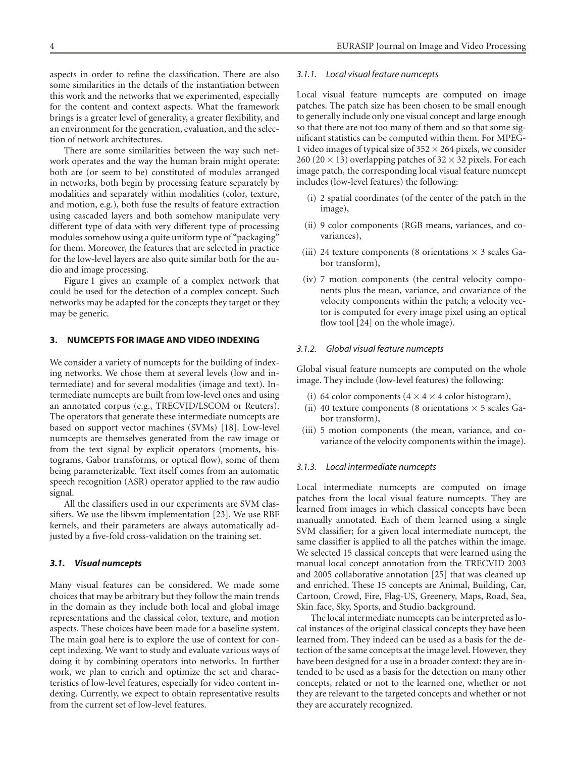aspects in order to refine the classification. There are also some similarities in the details of the instantiation between this work and the networks that we experimented, especially for the content and context aspects. What the framework brings is a greater level of generality, a greater flexibility, and an environment for the generation, evaluation, and the selection of network architectures.

There are some similarities between the way such network operates and the way the human brain might operate: both are (or seem to be) constituted of modules arranged in networks, both begin by processing feature separately by modalities and separately within modalities (color, texture, and motion, e.g.), both fuse the results of feature extraction using cascaded layers and both somehow manipulate very different type of data with very different type of processing modules somehow using a quite uniform type of "packaging" for them. Moreover, the features that are selected in practice for the low-level layers are also quite similar both for the audio and image processing.

Figure 1 gives an example of a complex network that could be used for the detection of a complex concept. Such networks may be adapted for the concepts they target or they may be generic.

## 3. NUMCEPTS FOR IMAGE AND VIDEO INDEXING

We consider a variety of numcepts for the building of indexing networks. We chose them at several levels (low and intermediate) and for several modalities (image and text). Intermediate numcepts are built from low-level ones and using an annotated corpus (e.g., TRECVID/LSCOM or Reuters). The operators that generate these intermediate numcepts are based on support vector machines (SVMs) [18]. Low-level numcepts are themselves generated from the raw image or from the text signal by explicit operators (moments, histograms, Gabor transforms, or optical flow), some of them being parameterizable. Text itself comes from an automatic speech recognition (ASR) operator applied to the raw audio signal.

All the classifiers used in our experiments are SVM classifiers. We use the libsvm implementation [23]. We use RBF kernels, and their parameters are always automatically adjusted by a five-fold cross-validation on the training set.

### *3.1. Visual numcepts*

Many visual features can be considered. We made some choices that may be arbitrary but they follow the main trends in the domain as they include both local and global image representations and the classical color, texture, and motion aspects. These choices have been made for a baseline system. The main goal here is to explore the use of context for concept indexing. We want to study and evaluate various ways of doing it by combining operators into networks. In further work, we plan to enrich and optimize the set and characteristics of low-level features, especially for video content indexing. Currently, we expect to obtain representative results from the current set of low-level features.

#### *3.1.1. Local visual feature numcepts*

Local visual feature numcepts are computed on image patches. The patch size has been chosen to be small enough to generally include only one visual concept and large enough so that there are not too many of them and so that some significant statistics can be computed within them. For MPEG-1 video images of typical size of $352 \times 264$ pixels, we consider 260 ($20 \times 13$) overlapping patches of $32 \times 32$ pixels. For each image patch, the corresponding local visual feature numcept includes (low-level features) the following:

- (i) 2 spatial coordinates (of the center of the patch in the image),
- (ii) 9 color components (RGB means, variances, and covariances),
- (iii) 24 texture components (8 orientations $\times$ 3 scales Gabor transform),
- (iv) 7 motion components (the central velocity components plus the mean, variance, and covariance of the velocity components within the patch; a velocity vector is computed for every image pixel using an optical flow tool [24] on the whole image).

#### *3.1.2. Global visual feature numcepts*

Global visual feature numcepts are computed on the whole image. They include (low-level features) the following:

- (i) 64 color components ($4 \times 4 \times 4$ color histogram),
- (ii) 40 texture components (8 orientations $\times$ 5 scales Gabor transform),
- (iii) 5 motion components (the mean, variance, and covariance of the velocity components within the image).

#### *3.1.3. Local intermediate numcepts*

Local intermediate numcepts are computed on image patches from the local visual feature numcepts. They are learned from images in which classical concepts have been manually annotated. Each of them learned using a single SVM classifier; for a given local intermediate numcept, the same classifier is applied to all the patches within the image. We selected 15 classical concepts that were learned using the manual local concept annotation from the TRECVID 2003 and 2005 collaborative annotation [25] that was cleaned up and enriched. These 15 concepts are Animal, Building, Car, Cartoon, Crowd, Fire, Flag-US, Greenery, Maps, Road, Sea, Skin_face, Sky, Sports, and Studio_background.

The local intermediate numcepts can be interpreted as local instances of the original classical concepts they have been learned from. They indeed can be used as a basis for the detection of the same concepts at the image level. However, they have been designed for a use in a broader context: they are intended to be used as a basis for the detection on many other concepts, related or not to the learned one, whether or not they are relevant to the targeted concepts and whether or not they are accurately recognized.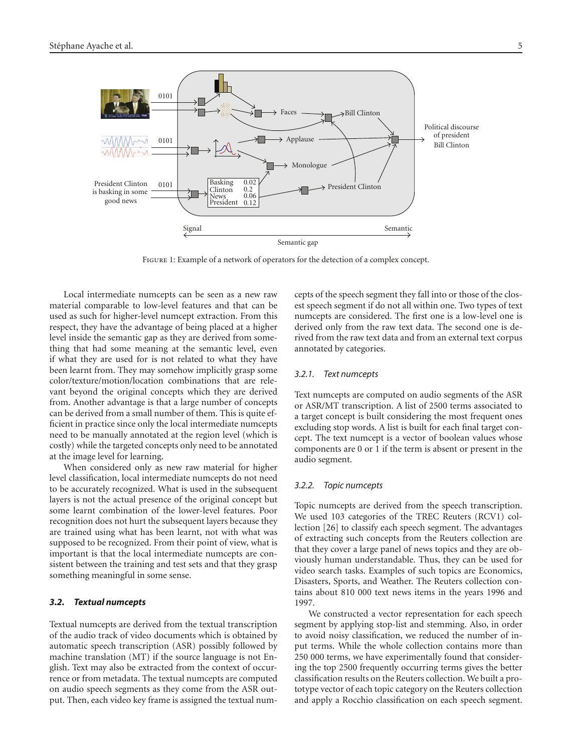Figure 1: Example of a network of operators for the detection of a complex concept.

Local intermediate numcepts can be seen as a new raw material comparable to low-level features and that can be used as such for higher-level numcept extraction. From this respect, they have the advantage of being placed at a higher level inside the semantic gap as they are derived from something that had some meaning at the semantic level, even if what they are used for is not related to what they have been learnt from. They may somehow implicitly grasp some color/texture/motion/location combinations that are relevant beyond the original concepts which they are derived from. Another advantage is that a large number of concepts can be derived from a small number of them. This is quite efficient in practice since only the local intermediate numcepts need to be manually annotated at the region level (which is costly) while the targeted concepts only need to be annotated at the image level for learning.

When considered only as new raw material for higher level classification, local intermediate numcepts do not need to be accurately recognized. What is used in the subsequent layers is not the actual presence of the original concept but some learnt combination of the lower-level features. Poor recognition does not hurt the subsequent layers because they are trained using what has been learnt, not with what was supposed to be recognized. From their point of view, what is important is that the local intermediate numcepts are consistent between the training and test sets and that they grasp something meaningful in some sense.

### 3.2. Textual numcepts

Textual numcepts are derived from the textual transcription of the audio track of video documents which is obtained by automatic speech transcription (ASR) possibly followed by machine translation (MT) if the source language is not English. Text may also be extracted from the context of occurrence or from metadata. The textual numcepts are computed on audio speech segments as they come from the ASR output. Then, each video key frame is assigned the textual numcepts of the speech segment they fall into or those of the closest speech segment if do not all within one. Two types of text numcepts are considered. The first one is a low-level one is derived only from the raw text data. The second one is derived from the raw text data and from an external text corpus annotated by categories.

#### 3.2.1. Text numcepts

Text numcepts are computed on audio segments of the ASR or ASR/MT transcription. A list of 2500 terms associated to a target concept is built considering the most frequent ones excluding stop words. A list is built for each final target concept. The text numcept is a vector of boolean values whose components are 0 or 1 if the term is absent or present in the audio segment.

#### 3.2.2. Topic numcepts

Topic numcepts are derived from the speech transcription. We used 103 categories of the TREC Reuters (RCV1) collection [26] to classify each speech segment. The advantages of extracting such concepts from the Reuters collection are that they cover a large panel of news topics and they are obviously human understandable. Thus, they can be used for video search tasks. Examples of such topics are Economics, Disasters, Sports, and Weather. The Reuters collection contains about 810 000 text news items in the years 1996 and 1997.

We constructed a vector representation for each speech segment by applying stop-list and stemming. Also, in order to avoid noisy classification, we reduced the number of input terms. While the whole collection contains more than 250 000 terms, we have experimentally found that considering the top 2500 frequently occurring terms gives the better classification results on the Reuters collection. We built a prototype vector of each topic category on the Reuters collection and apply a Rocchio classification on each speech segment.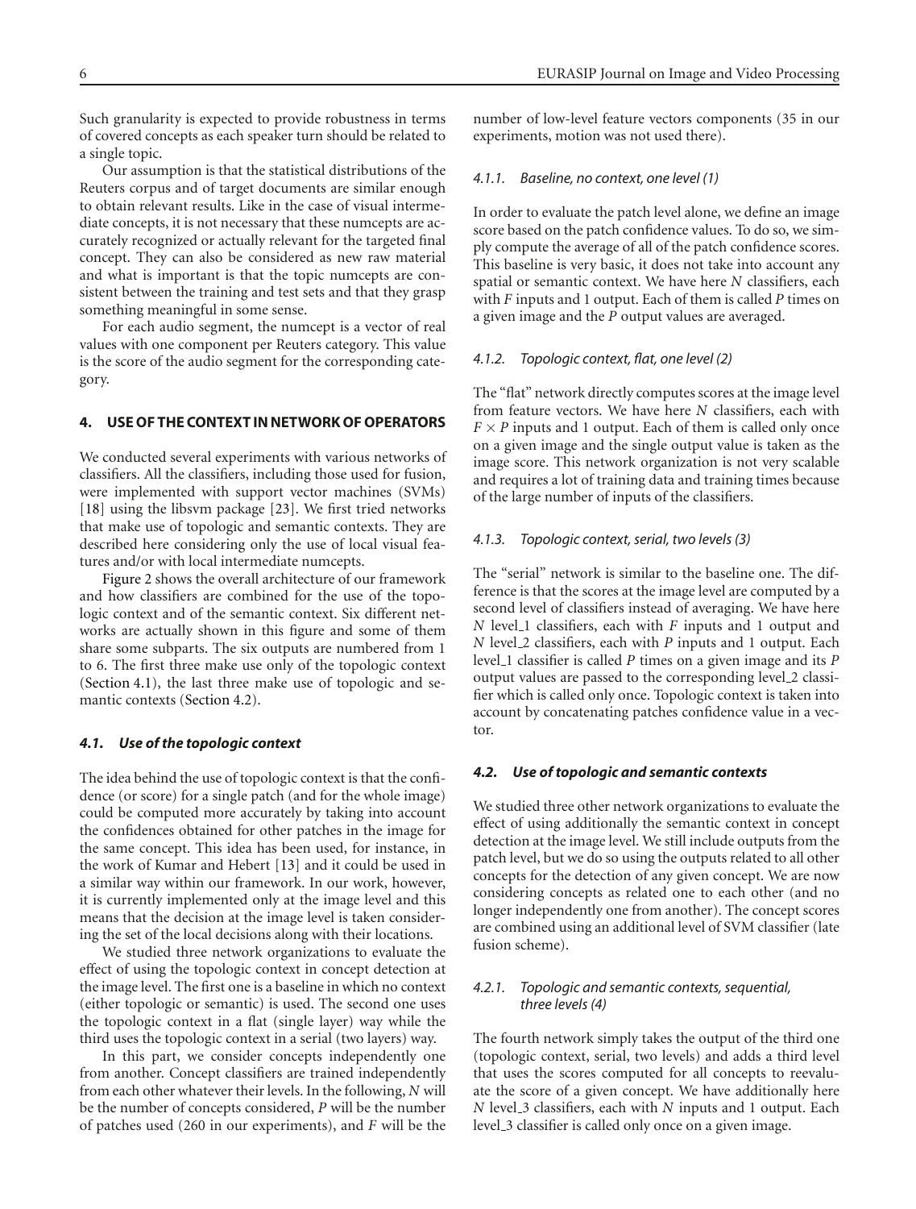Such granularity is expected to provide robustness in terms of covered concepts as each speaker turn should be related to a single topic.

Our assumption is that the statistical distributions of the Reuters corpus and of target documents are similar enough to obtain relevant results. Like in the case of visual intermediate concepts, it is not necessary that these numcepts are accurately recognized or actually relevant for the targeted final concept. They can also be considered as new raw material and what is important is that the topic numcepts are consistent between the training and test sets and that they grasp something meaningful in some sense.

For each audio segment, the numcept is a vector of real values with one component per Reuters category. This value is the score of the audio segment for the corresponding category.

## 4. USE OF THE CONTEXT IN NETWORK OF OPERATORS

We conducted several experiments with various networks of classifiers. All the classifiers, including those used for fusion, were implemented with support vector machines (SVMs) [18] using the libsvm package [23]. We first tried networks that make use of topologic and semantic contexts. They are described here considering only the use of local visual features and/or with local intermediate numcepts.

Figure 2 shows the overall architecture of our framework and how classifiers are combined for the use of the topologic context and of the semantic context. Six different networks are actually shown in this figure and some of them share some subparts. The six outputs are numbered from 1 to 6. The first three make use only of the topologic context (Section 4.1), the last three make use of topologic and semantic contexts (Section 4.2).

### 4.1. Use of the topologic context

The idea behind the use of topologic context is that the confidence (or score) for a single patch (and for the whole image) could be computed more accurately by taking into account the confidences obtained for other patches in the image for the same concept. This idea has been used, for instance, in the work of Kumar and Hebert [13] and it could be used in a similar way within our framework. In our work, however, it is currently implemented only at the image level and this means that the decision at the image level is taken considering the set of the local decisions along with their locations.

We studied three network organizations to evaluate the effect of using the topologic context in concept detection at the image level. The first one is a baseline in which no context (either topologic or semantic) is used. The second one uses the topologic context in a flat (single layer) way while the third uses the topologic context in a serial (two layers) way.

In this part, we consider concepts independently one from another. Concept classifiers are trained independently from each other whatever their levels. In the following, $N$ will be the number of concepts considered, $P$ will be the number of patches used (260 in our experiments), and $F$ will be the number of low-level feature vectors components (35 in our experiments, motion was not used there).

#### 4.1.1. Baseline, no context, one level (1)

In order to evaluate the patch level alone, we define an image score based on the patch confidence values. To do so, we simply compute the average of all of the patch confidence scores. This baseline is very basic, it does not take into account any spatial or semantic context. We have here $N$ classifiers, each with $F$ inputs and 1 output. Each of them is called $P$ times on a given image and the $P$ output values are averaged.

#### 4.1.2. Topologic context, flat, one level (2)

The "flat" network directly computes scores at the image level from feature vectors. We have here $N$ classifiers, each with $F \times P$ inputs and 1 output. Each of them is called only once on a given image and the single output value is taken as the image score. This network organization is not very scalable and requires a lot of training data and training times because of the large number of inputs of the classifiers.

#### 4.1.3. Topologic context, serial, two levels (3)

The "serial" network is similar to the baseline one. The difference is that the scores at the image level are computed by a second level of classifiers instead of averaging. We have here $N$ level_1 classifiers, each with $F$ inputs and 1 output and $N$ level_2 classifiers, each with $P$ inputs and 1 output. Each level_1 classifier is called $P$ times on a given image and its $P$ output values are passed to the corresponding level_2 classifier which is called only once. Topologic context is taken into account by concatenating patches confidence value in a vector.

### 4.2. Use of topologic and semantic contexts

We studied three other network organizations to evaluate the effect of using additionally the semantic context in concept detection at the image level. We still include outputs from the patch level, but we do so using the outputs related to all other concepts for the detection of any given concept. We are now considering concepts as related one to each other (and no longer independently one from another). The concept scores are combined using an additional level of SVM classifier (late fusion scheme).

#### 4.2.1. Topologic and semantic contexts, sequential, three levels (4)

The fourth network simply takes the output of the third one (topologic context, serial, two levels) and adds a third level that uses the scores computed for all concepts to reevaluate the score of a given concept. We have additionally here $N$ level_3 classifiers, each with $N$ inputs and 1 output. Each level_3 classifier is called only once on a given image.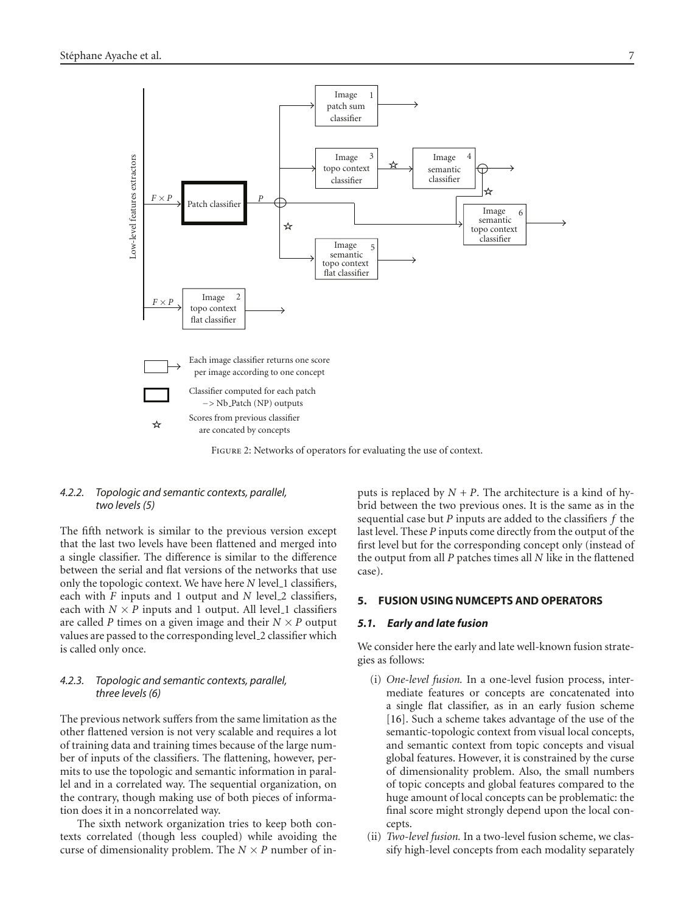Figure 2: Networks of operators for evaluating the use of context.

#### 4.2.2. Topologic and semantic contexts, parallel, two levels (5)

The fifth network is similar to the previous version except that the last two levels have been flattened and merged into a single classifier. The difference is similar to the difference between the serial and flat versions of the networks that use only the topologic context. We have here $N$ level_1 classifiers, each with $F$ inputs and 1 output and $N$ level_2 classifiers, each with $N \times P$ inputs and 1 output. All level_1 classifiers are called $P$ times on a given image and their $N \times P$ output values are passed to the corresponding level_2 classifier which is called only once.

#### 4.2.3. Topologic and semantic contexts, parallel, three levels (6)

The previous network suffers from the same limitation as the other flattened version is not very scalable and requires a lot of training data and training times because of the large number of inputs of the classifiers. The flattening, however, permits to use the topologic and semantic information in parallel and in a correlated way. The sequential organization, on the contrary, though making use of both pieces of information does it in a noncorrelated way.

The sixth network organization tries to keep both contexts correlated (though less coupled) while avoiding the curse of dimensionality problem. The $N \times P$ number of inputs is replaced by $N + P$. The architecture is a kind of hybrid between the two previous ones. It is the same as in the sequential case but $P$ inputs are added to the classifiers $f$ the last level. These $P$ inputs come directly from the output of the first level but for the corresponding concept only (instead of the output from all $P$ patches times all $N$ like in the flattened case).

## 5. FUSION USING NUMCEPTS AND OPERATORS

### 5.1. Early and late fusion

We consider here the early and late well-known fusion strategies as follows:

(i) *One-level fusion.* In a one-level fusion process, intermediate features or concepts are concatenated into a single flat classifier, as in an early fusion scheme [16]. Such a scheme takes advantage of the use of the semantic-topologic context from visual local concepts, and semantic context from topic concepts and visual global features. However, it is constrained by the curse of dimensionality problem. Also, the small numbers of topic concepts and global features compared to the huge amount of local concepts can be problematic: the final score might strongly depend upon the local concepts.

(ii) *Two-level fusion.* In a two-level fusion scheme, we classify high-level concepts from each modality separately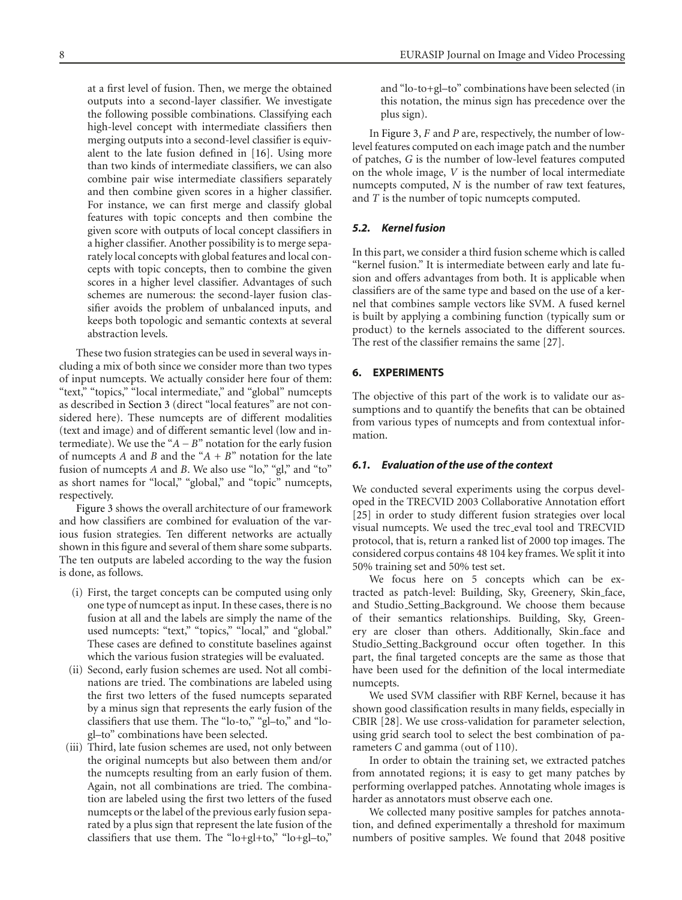at a first level of fusion. Then, we merge the obtained outputs into a second-layer classifier. We investigate the following possible combinations. Classifying each high-level concept with intermediate classifiers then merging outputs into a second-level classifier is equivalent to the late fusion defined in [16]. Using more than two kinds of intermediate classifiers, we can also combine pair wise intermediate classifiers separately and then combine given scores in a higher classifier. For instance, we can first merge and classify global features with topic concepts and then combine the given score with outputs of local concept classifiers in a higher classifier. Another possibility is to merge separately local concepts with global features and local concepts with topic concepts, then to combine the given scores in a higher level classifier. Advantages of such schemes are numerous: the second-layer fusion classifier avoids the problem of unbalanced inputs, and keeps both topologic and semantic contexts at several abstraction levels.

These two fusion strategies can be used in several ways including a mix of both since we consider more than two types of input numcepts. We actually consider here four of them: "text," "topics," "local intermediate," and "global" numcepts as described in Section 3 (direct "local features" are not considered here). These numcepts are of different modalities (text and image) and of different semantic level (low and intermediate). We use the "$A - B$" notation for the early fusion of numcepts $A$ and $B$ and the "$A + B$" notation for the late fusion of numcepts $A$ and $B$. We also use "lo," "gl," and "to" as short names for "local," "global," and "topic" numcepts, respectively.

Figure 3 shows the overall architecture of our framework and how classifiers are combined for evaluation of the various fusion strategies. Ten different networks are actually shown in this figure and several of them share some subparts. The ten outputs are labeled according to the way the fusion is done, as follows.

(i) First, the target concepts can be computed using only one type of numcept as input. In these cases, there is no fusion at all and the labels are simply the name of the used numcepts: "text," "topics," "local," and "global." These cases are defined to constitute baselines against which the various fusion strategies will be evaluated.

(ii) Second, early fusion schemes are used. Not all combinations are tried. The combinations are labeled using the first two letters of the fused numcepts separated by a minus sign that represents the early fusion of the classifiers that use them. The "lo-to," "gl–to," and "lo-gl–to" combinations have been selected.

(iii) Third, late fusion schemes are used, not only between the original numcepts but also between them and/or the numcepts resulting from an early fusion of them. Again, not all combinations are tried. The combination are labeled using the first two letters of the fused numcepts or the label of the previous early fusion separated by a plus sign that represent the late fusion of the classifiers that use them. The "lo+gl+to," "lo+gl–to," and "lo-to+gl–to" combinations have been selected (in this notation, the minus sign has precedence over the plus sign).

In Figure 3, $F$ and $P$ are, respectively, the number of low-level features computed on each image patch and the number of patches, $G$ is the number of low-level features computed on the whole image, $V$ is the number of local intermediate numcepts computed, $N$ is the number of raw text features, and $T$ is the number of topic numcepts computed.

### 5.2. Kernel fusion

In this part, we consider a third fusion scheme which is called "kernel fusion." It is intermediate between early and late fusion and offers advantages from both. It is applicable when classifiers are of the same type and based on the use of a kernel that combines sample vectors like SVM. A fused kernel is built by applying a combining function (typically sum or product) to the kernels associated to the different sources. The rest of the classifier remains the same [27].

## 6. EXPERIMENTS

The objective of this part of the work is to validate our assumptions and to quantify the benefits that can be obtained from various types of numcepts and from contextual information.

### 6.1. Evaluation of the use of the context

We conducted several experiments using the corpus developed in the TRECVID 2003 Collaborative Annotation effort [25] in order to study different fusion strategies over local visual numcepts. We used the trec_eval tool and TRECVID protocol, that is, return a ranked list of 2000 top images. The considered corpus contains 48 104 key frames. We split it into 50% training set and 50% test set.

We focus here on 5 concepts which can be extracted as patch-level: Building, Sky, Greenery, Skin_face, and Studio_Setting_Background. We choose them because of their semantics relationships. Building, Sky, Greenery are closer than others. Additionally, Skin_face and Studio_Setting_Background occur often together. In this part, the final targeted concepts are the same as those that have been used for the definition of the local intermediate numcepts.

We used SVM classifier with RBF Kernel, because it has shown good classification results in many fields, especially in CBIR [28]. We use cross-validation for parameter selection, using grid search tool to select the best combination of parameters C and gamma (out of 110).

In order to obtain the training set, we extracted patches from annotated regions; it is easy to get many patches by performing overlapped patches. Annotating whole images is harder as annotators must observe each one.

We collected many positive samples for patches annotation, and defined experimentally a threshold for maximum numbers of positive samples. We found that 2048 positive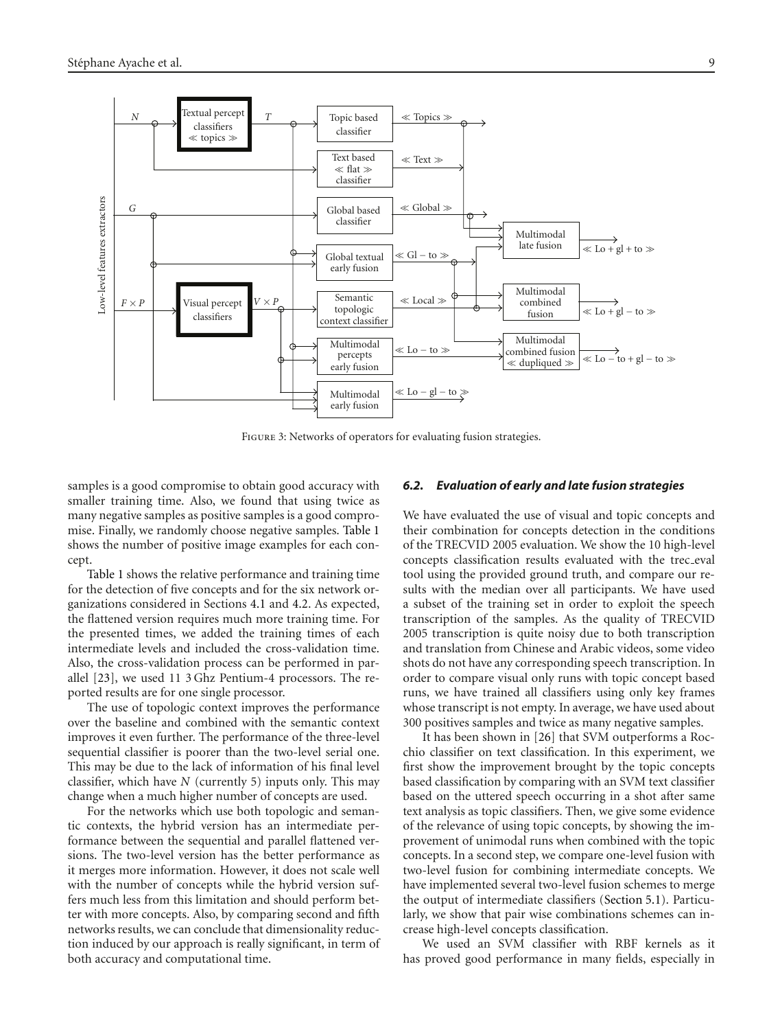Figure 3: Networks of operators for evaluating fusion strategies.

samples is a good compromise to obtain good accuracy with smaller training time. Also, we found that using twice as many negative samples as positive samples is a good compromise. Finally, we randomly choose negative samples. Table 1 shows the number of positive image examples for each concept.

Table 1 shows the relative performance and training time for the detection of five concepts and for the six network organizations considered in Sections 4.1 and 4.2. As expected, the flattened version requires much more training time. For the presented times, we added the training times of each intermediate levels and included the cross-validation time. Also, the cross-validation process can be performed in parallel [23], we used 11 3 Ghz Pentium-4 processors. The reported results are for one single processor.

The use of topologic context improves the performance over the baseline and combined with the semantic context improves it even further. The performance of the three-level sequential classifier is poorer than the two-level serial one. This may be due to the lack of information of his final level classifier, which have $N$ (currently 5) inputs only. This may change when a much higher number of concepts are used.

For the networks which use both topologic and semantic contexts, the hybrid version has an intermediate performance between the sequential and parallel flattened versions. The two-level version has the better performance as it merges more information. However, it does not scale well with the number of concepts while the hybrid version suffers much less from this limitation and should perform better with more concepts. Also, by comparing second and fifth networks results, we can conclude that dimensionality reduction induced by our approach is really significant, in term of both accuracy and computational time.

### *6.2. Evaluation of early and late fusion strategies*

We have evaluated the use of visual and topic concepts and their combination for concepts detection in the conditions of the TRECVID 2005 evaluation. We show the 10 high-level concepts classification results evaluated with the trec_eval tool using the provided ground truth, and compare our results with the median over all participants. We have used a subset of the training set in order to exploit the speech transcription of the samples. As the quality of TRECVID 2005 transcription is quite noisy due to both transcription and translation from Chinese and Arabic videos, some video shots do not have any corresponding speech transcription. In order to compare visual only runs with topic concept based runs, we have trained all classifiers using only key frames whose transcript is not empty. In average, we have used about 300 positives samples and twice as many negative samples.

It has been shown in [26] that SVM outperforms a Rocchio classifier on text classification. In this experiment, we first show the improvement brought by the topic concepts based classification by comparing with an SVM text classifier based on the uttered speech occurring in a shot after same text analysis as topic classifiers. Then, we give some evidence of the relevance of using topic concepts, by showing the improvement of unimodal runs when combined with the topic concepts. In a second step, we compare one-level fusion with two-level fusion for combining intermediate concepts. We have implemented several two-level fusion schemes to merge the output of intermediate classifiers (Section 5.1). Particularly, we show that pair wise combinations schemes can increase high-level concepts classification.

We used an SVM classifier with RBF kernels as it has proved good performance in many fields, especially in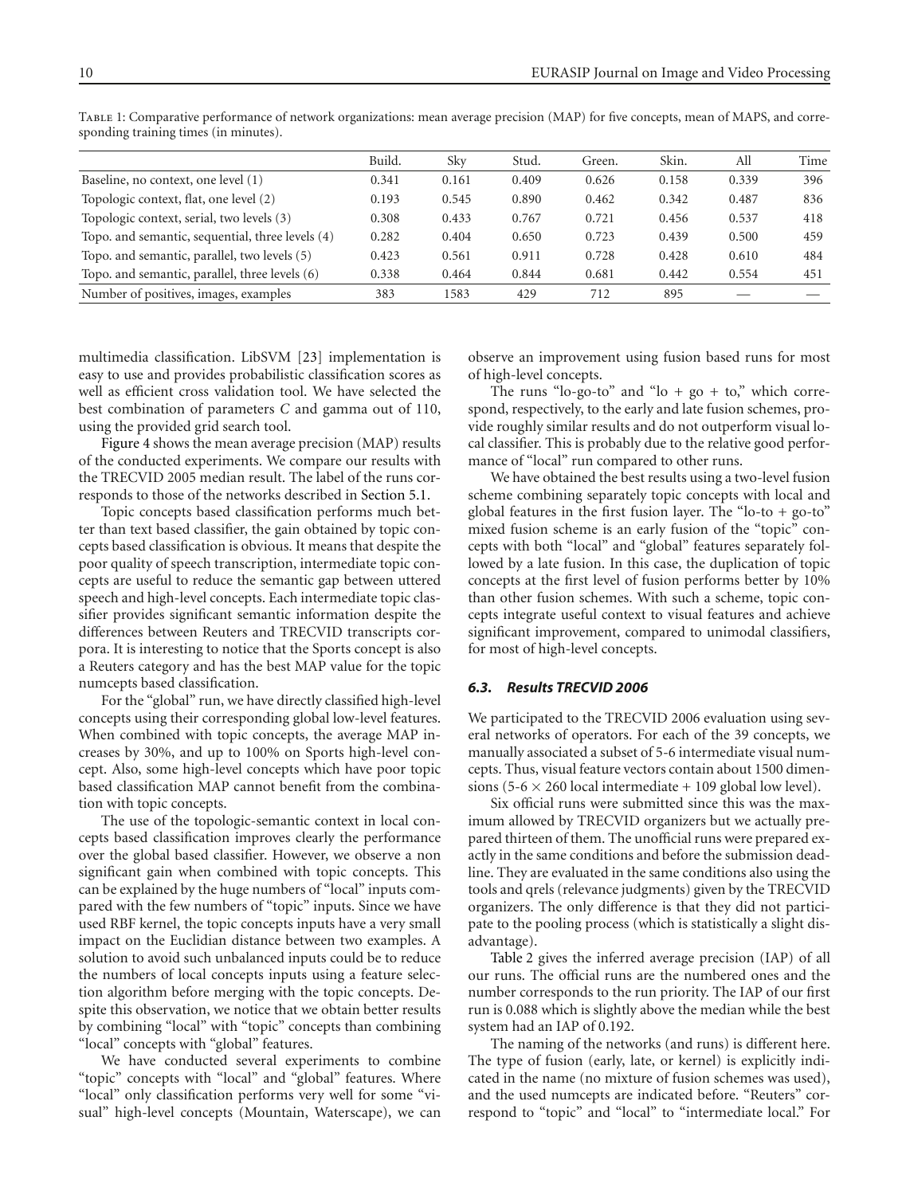Table 1: Comparative performance of network organizations: mean average precision (MAP) for five concepts, mean of MAPS, and corresponding training times (in minutes).

| | Build. | Sky | Stud. | Green. | Skin. | All | Time |
|---|---|---|---|---|---|---|---|
| Baseline, no context, one level (1) | 0.341 | 0.161 | 0.409 | 0.626 | 0.158 | 0.339 | 396 |
| Topologic context, flat, one level (2) | 0.193 | 0.545 | 0.890 | 0.462 | 0.342 | 0.487 | 836 |
| Topologic context, serial, two levels (3) | 0.308 | 0.433 | 0.767 | 0.721 | 0.456 | 0.537 | 418 |
| Topo. and semantic, sequential, three levels (4) | 0.282 | 0.404 | 0.650 | 0.723 | 0.439 | 0.500 | 459 |
| Topo. and semantic, parallel, two levels (5) | 0.423 | 0.561 | 0.911 | 0.728 | 0.428 | 0.610 | 484 |
| Topo. and semantic, parallel, three levels (6) | 0.338 | 0.464 | 0.844 | 0.681 | 0.442 | 0.554 | 451 |
| Number of positives, images, examples | 383 | 1583 | 429 | 712 | 895 | — | — |

multimedia classification. LibSVM [23] implementation is easy to use and provides probabilistic classification scores as well as efficient cross validation tool. We have selected the best combination of parameters $C$ and gamma out of 110, using the provided grid search tool.

Figure 4 shows the mean average precision (MAP) results of the conducted experiments. We compare our results with the TRECVID 2005 median result. The label of the runs corresponds to those of the networks described in Section 5.1.

Topic concepts based classification performs much better than text based classifier, the gain obtained by topic concepts based classification is obvious. It means that despite the poor quality of speech transcription, intermediate topic concepts are useful to reduce the semantic gap between uttered speech and high-level concepts. Each intermediate topic classifier provides significant semantic information despite the differences between Reuters and TRECVID transcripts corpora. It is interesting to notice that the Sports concept is also a Reuters category and has the best MAP value for the topic numcepts based classification.

For the "global" run, we have directly classified high-level concepts using their corresponding global low-level features. When combined with topic concepts, the average MAP increases by 30%, and up to 100% on Sports high-level concept. Also, some high-level concepts which have poor topic based classification MAP cannot benefit from the combination with topic concepts.

The use of the topologic-semantic context in local concepts based classification improves clearly the performance over the global based classifier. However, we observe a non significant gain when combined with topic concepts. This can be explained by the huge numbers of "local" inputs compared with the few numbers of "topic" inputs. Since we have used RBF kernel, the topic concepts inputs have a very small impact on the Euclidian distance between two examples. A solution to avoid such unbalanced inputs could be to reduce the numbers of local concepts inputs using a feature selection algorithm before merging with the topic concepts. Despite this observation, we notice that we obtain better results by combining "local" with "topic" concepts than combining "local" concepts with "global" features.

We have conducted several experiments to combine "topic" concepts with "local" and "global" features. Where "local" only classification performs very well for some "visual" high-level concepts (Mountain, Waterscape), we can observe an improvement using fusion based runs for most of high-level concepts.

The runs "lo-go-to" and "lo + go + to," which correspond, respectively, to the early and late fusion schemes, provide roughly similar results and do not outperform visual local classifier. This is probably due to the relative good performance of "local" run compared to other runs.

We have obtained the best results using a two-level fusion scheme combining separately topic concepts with local and global features in the first fusion layer. The "lo-to + go-to" mixed fusion scheme is an early fusion of the "topic" concepts with both "local" and "global" features separately followed by a late fusion. In this case, the duplication of topic concepts at the first level of fusion performs better by 10% than other fusion schemes. With such a scheme, topic concepts integrate useful context to visual features and achieve significant improvement, compared to unimodal classifiers, for most of high-level concepts.

### 6.3. Results TRECVID 2006

We participated to the TRECVID 2006 evaluation using several networks of operators. For each of the 39 concepts, we manually associated a subset of 5-6 intermediate visual numcepts. Thus, visual feature vectors contain about 1500 dimensions (5-6 $\times$ 260 local intermediate + 109 global low level).

Six official runs were submitted since this was the maximum allowed by TRECVID organizers but we actually prepared thirteen of them. The unofficial runs were prepared exactly in the same conditions and before the submission deadline. They are evaluated in the same conditions also using the tools and qrels (relevance judgments) given by the TRECVID organizers. The only difference is that they did not participate to the pooling process (which is statistically a slight disadvantage).

Table 2 gives the inferred average precision (IAP) of all our runs. The official runs are the numbered ones and the number corresponds to the run priority. The IAP of our first run is 0.088 which is slightly above the median while the best system had an IAP of 0.192.

The naming of the networks (and runs) is different here. The type of fusion (early, late, or kernel) is explicitly indicated in the name (no mixture of fusion schemes was used), and the used numcepts are indicated before. "Reuters" correspond to "topic" and "local" to "intermediate local." For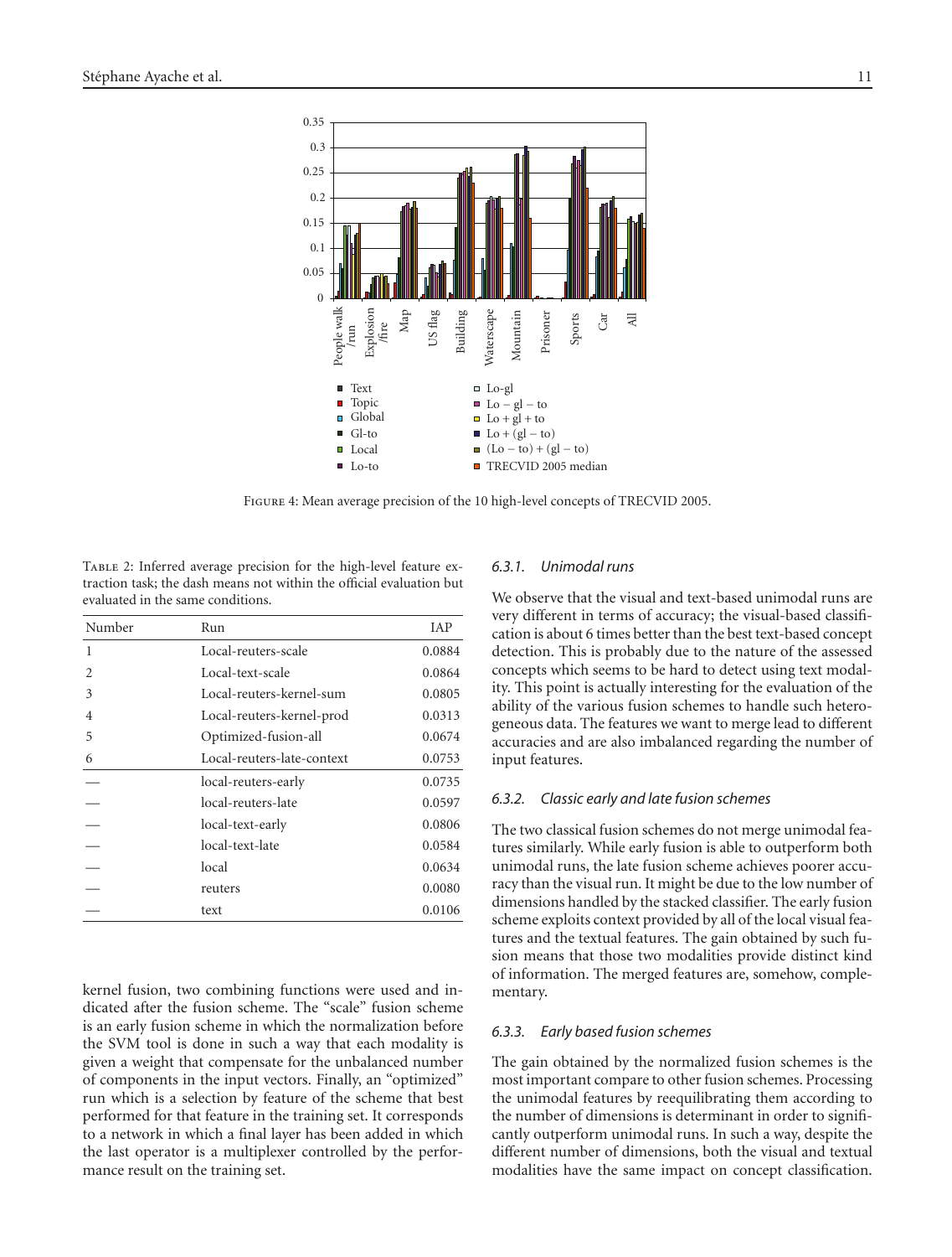Figure 4: Mean average precision of the 10 high-level concepts of TRECVID 2005.

Table 2: Inferred average precision for the high-level feature extraction task; the dash means not within the official evaluation but evaluated in the same conditions.

| Number | Run | IAP |
|---|---|---|
| 1 | Local-reuters-scale | 0.0884 |
| 2 | Local-text-scale | 0.0864 |
| 3 | Local-reuters-kernel-sum | 0.0805 |
| 4 | Local-reuters-kernel-prod | 0.0313 |
| 5 | Optimized-fusion-all | 0.0674 |
| 6 | Local-reuters-late-context | 0.0753 |
| — | local-reuters-early | 0.0735 |
| — | local-reuters-late | 0.0597 |
| — | local-text-early | 0.0806 |
| — | local-text-late | 0.0584 |
| — | local | 0.0634 |
| — | reuters | 0.0080 |
| — | text | 0.0106 |

kernel fusion, two combining functions were used and indicated after the fusion scheme. The "scale" fusion scheme is an early fusion scheme in which the normalization before the SVM tool is done in such a way that each modality is given a weight that compensate for the unbalanced number of components in the input vectors. Finally, an "optimized" run which is a selection by feature of the scheme that best performed for that feature in the training set. It corresponds to a network in which a final layer has been added in which the last operator is a multiplexer controlled by the performance result on the training set.

#### *6.3.1. Unimodal runs*

We observe that the visual and text-based unimodal runs are very different in terms of accuracy; the visual-based classification is about 6 times better than the best text-based concept detection. This is probably due to the nature of the assessed concepts which seems to be hard to detect using text modality. This point is actually interesting for the evaluation of the ability of the various fusion schemes to handle such heterogeneous data. The features we want to merge lead to different accuracies and are also imbalanced regarding the number of input features.

#### *6.3.2. Classic early and late fusion schemes*

The two classical fusion schemes do not merge unimodal features similarly. While early fusion is able to outperform both unimodal runs, the late fusion scheme achieves poorer accuracy than the visual run. It might be due to the low number of dimensions handled by the stacked classifier. The early fusion scheme exploits context provided by all of the local visual features and the textual features. The gain obtained by such fusion means that those two modalities provide distinct kind of information. The merged features are, somehow, complementary.

#### *6.3.3. Early based fusion schemes*

The gain obtained by the normalized fusion schemes is the most important compare to other fusion schemes. Processing the unimodal features by reequilibrating them according to the number of dimensions is determinant in order to significantly outperform unimodal runs. In such a way, despite the different number of dimensions, both the visual and textual modalities have the same impact on concept classification.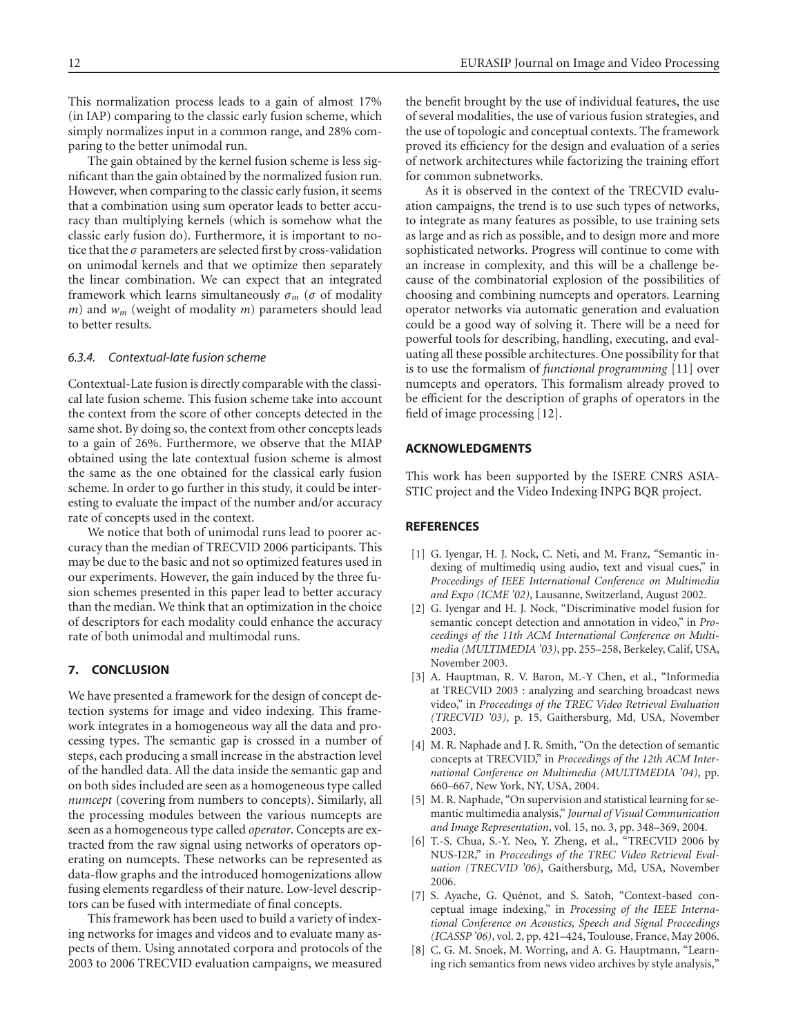This normalization process leads to a gain of almost 17% (in IAP) comparing to the classic early fusion scheme, which simply normalizes input in a common range, and 28% comparing to the better unimodal run.

The gain obtained by the kernel fusion scheme is less significant than the gain obtained by the normalized fusion run. However, when comparing to the classic early fusion, it seems that a combination using sum operator leads to better accuracy than multiplying kernels (which is somehow what the classic early fusion do). Furthermore, it is important to notice that the $\sigma$ parameters are selected first by cross-validation on unimodal kernels and that we optimize then separately the linear combination. We can expect that an integrated framework which learns simultaneously $\sigma_m$ ($\sigma$ of modality $m$) and $w_m$ (weight of modality $m$) parameters should lead to better results.

#### *6.3.4. Contextual-late fusion scheme*

Contextual-Late fusion is directly comparable with the classical late fusion scheme. This fusion scheme take into account the context from the score of other concepts detected in the same shot. By doing so, the context from other concepts leads to a gain of 26%. Furthermore, we observe that the MIAP obtained using the late contextual fusion scheme is almost the same as the one obtained for the classical early fusion scheme. In order to go further in this study, it could be interesting to evaluate the impact of the number and/or accuracy rate of concepts used in the context.

We notice that both of unimodal runs lead to poorer accuracy than the median of TRECVID 2006 participants. This may be due to the basic and not so optimized features used in our experiments. However, the gain induced by the three fusion schemes presented in this paper lead to better accuracy than the median. We think that an optimization in the choice of descriptors for each modality could enhance the accuracy rate of both unimodal and multimodal runs.

## 7. CONCLUSION

We have presented a framework for the design of concept detection systems for image and video indexing. This framework integrates in a homogeneous way all the data and processing types. The semantic gap is crossed in a number of steps, each producing a small increase in the abstraction level of the handled data. All the data inside the semantic gap and on both sides included are seen as a homogeneous type called *numcept* (covering from numbers to concepts). Similarly, all the processing modules between the various numcepts are seen as a homogeneous type called *operator*. Concepts are extracted from the raw signal using networks of operators operating on numcepts. These networks can be represented as data-flow graphs and the introduced homogenizations allow fusing elements regardless of their nature. Low-level descriptors can be fused with intermediate of final concepts.

This framework has been used to build a variety of indexing networks for images and videos and to evaluate many aspects of them. Using annotated corpora and protocols of the 2003 to 2006 TRECVID evaluation campaigns, we measured the benefit brought by the use of individual features, the use of several modalities, the use of various fusion strategies, and the use of topologic and conceptual contexts. The framework proved its efficiency for the design and evaluation of a series of network architectures while factorizing the training effort for common subnetworks.

As it is observed in the context of the TRECVID evaluation campaigns, the trend is to use such types of networks, to integrate as many features as possible, to use training sets as large and as rich as possible, and to design more and more sophisticated networks. Progress will continue to come with an increase in complexity, and this will be a challenge because of the combinatorial explosion of the possibilities of choosing and combining numcepts and operators. Learning operator networks via automatic generation and evaluation could be a good way of solving it. There will be a need for powerful tools for describing, handling, executing, and evaluating all these possible architectures. One possibility for that is to use the formalism of *functional programming* [11] over numcepts and operators. This formalism already proved to be efficient for the description of graphs of operators in the field of image processing [12].

## ACKNOWLEDGMENTS

This work has been supported by the ISERE CNRS ASIA-STIC project and the Video Indexing INPG BQR project.

## REFERENCES

[1] G. Iyengar, H. J. Nock, C. Neti, and M. Franz, "Semantic indexing of multimediq using audio, text and visual cues," in *Proceedings of IEEE International Conference on Multimedia and Expo (ICME '02)*, Lausanne, Switzerland, August 2002.

[2] G. Iyengar and H. J. Nock, "Discriminative model fusion for semantic concept detection and annotation in video," in *Proceedings of the 11th ACM International Conference on Multimedia (MULTIMEDIA '03)*, pp. 255–258, Berkeley, Calif, USA, November 2003.

[3] A. Hauptman, R. V. Baron, M.-Y Chen, et al., "Informedia at TRECVID 2003 : analyzing and searching broadcast news video," in *Proceedings of the TREC Video Retrieval Evaluation (TRECVID '03)*, p. 15, Gaithersburg, Md, USA, November 2003.

[4] M. R. Naphade and J. R. Smith, "On the detection of semantic concepts at TRECVID," in *Proceedings of the 12th ACM International Conference on Multimedia (MULTIMEDIA '04)*, pp. 660–667, New York, NY, USA, 2004.

[5] M. R. Naphade, "On supervision and statistical learning for semantic multimedia analysis," *Journal of Visual Communication and Image Representation*, vol. 15, no. 3, pp. 348–369, 2004.

[6] T.-S. Chua, S.-Y. Neo, Y. Zheng, et al., "TRECVID 2006 by NUS-I2R," in *Proceedings of the TREC Video Retrieval Evaluation (TRECVID '06)*, Gaithersburg, Md, USA, November 2006.

[7] S. Ayache, G. Quénot, and S. Satoh, "Context-based conceptual image indexing," in *Processing of the IEEE International Conference on Acoustics, Speech and Signal Proceedings (ICASSP '06)*, vol. 2, pp. 421–424, Toulouse, France, May 2006.

[8] C. G. M. Snoek, M. Worring, and A. G. Hauptmann, "Learning rich semantics from news video archives by style analysis,"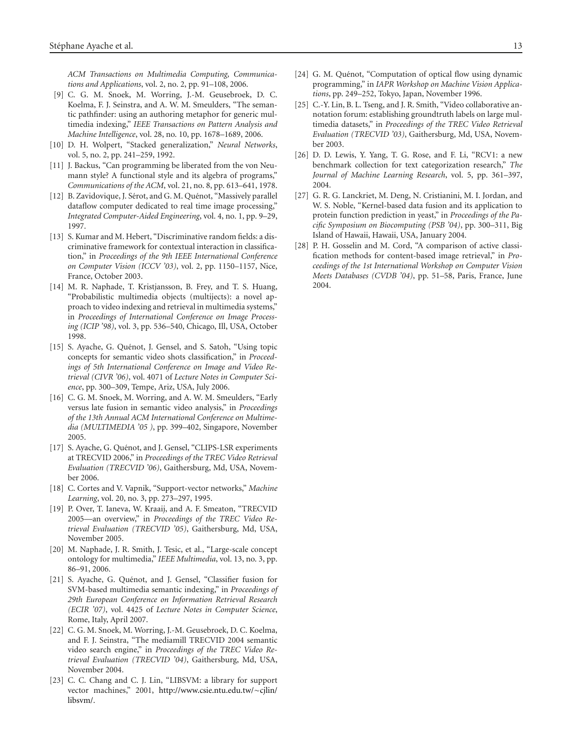*ACM Transactions on Multimedia Computing, Communications and Applications*, vol. 2, no. 2, pp. 91–108, 2006.

[9] C. G. M. Snoek, M. Worring, J.-M. Geusebroek, D. C. Koelma, F. J. Seinstra, and A. W. M. Smeulders, "The semantic pathfinder: using an authoring metaphor for generic multimedia indexing," *IEEE Transactions on Pattern Analysis and Machine Intelligence*, vol. 28, no. 10, pp. 1678–1689, 2006.

[10] D. H. Wolpert, "Stacked generalization," *Neural Networks*, vol. 5, no. 2, pp. 241–259, 1992.

[11] J. Backus, "Can programming be liberated from the von Neumann style? A functional style and its algebra of programs," *Communications of the ACM*, vol. 21, no. 8, pp. 613–641, 1978.

[12] B. Zavidovique, J. Sérot, and G. M. Quénot, "Massively parallel dataflow computer dedicated to real time image processing," *Integrated Computer-Aided Engineering*, vol. 4, no. 1, pp. 9–29, 1997.

[13] S. Kumar and M. Hebert, "Discriminative random fields: a discriminative framework for contextual interaction in classification," in *Proceedings of the 9th IEEE International Conference on Computer Vision (ICCV '03)*, vol. 2, pp. 1150–1157, Nice, France, October 2003.

[14] M. R. Naphade, T. Kristjansson, B. Frey, and T. S. Huang, "Probabilistic multimedia objects (multijects): a novel approach to video indexing and retrieval in multimedia systems," in *Proceedings of International Conference on Image Processing (ICIP '98)*, vol. 3, pp. 536–540, Chicago, Ill, USA, October 1998.

[15] S. Ayache, G. Quénot, J. Gensel, and S. Satoh, "Using topic concepts for semantic video shots classification," in *Proceedings of 5th International Conference on Image and Video Retrieval (CIVR '06)*, vol. 4071 of *Lecture Notes in Computer Science*, pp. 300–309, Tempe, Ariz, USA, July 2006.

[16] C. G. M. Snoek, M. Worring, and A. W. M. Smeulders, "Early versus late fusion in semantic video analysis," in *Proceedings of the 13th Annual ACM International Conference on Multimedia (MULTIMEDIA '05 )*, pp. 399–402, Singapore, November 2005.

[17] S. Ayache, G. Quénot, and J. Gensel, "CLIPS-LSR experiments at TRECVID 2006," in *Proceedings of the TREC Video Retrieval Evaluation (TRECVID '06)*, Gaithersburg, Md, USA, November 2006.

[18] C. Cortes and V. Vapnik, "Support-vector networks," *Machine Learning*, vol. 20, no. 3, pp. 273–297, 1995.

[19] P. Over, T. Ianeva, W. Kraaij, and A. F. Smeaton, "TRECVID 2005—an overview," in *Proceedings of the TREC Video Retrieval Evaluation (TRECVID '05)*, Gaithersburg, Md, USA, November 2005.

[20] M. Naphade, J. R. Smith, J. Tesic, et al., "Large-scale concept ontology for multimedia," *IEEE Multimedia*, vol. 13, no. 3, pp. 86–91, 2006.

[21] S. Ayache, G. Quénot, and J. Gensel, "Classifier fusion for SVM-based multimedia semantic indexing," in *Proceedings of 29th European Conference on Information Retrieval Research (ECIR '07)*, vol. 4425 of *Lecture Notes in Computer Science*, Rome, Italy, April 2007.

[22] C. G. M. Snoek, M. Worring, J.-M. Geusebroek, D. C. Koelma, and F. J. Seinstra, "The mediamill TRECVID 2004 semantic video search engine," in *Proceedings of the TREC Video Retrieval Evaluation (TRECVID '04)*, Gaithersburg, Md, USA, November 2004.

[23] C. C. Chang and C. J. Lin, "LIBSVM: a library for support vector machines," 2001, http://www.csie.ntu.edu.tw/∼cjlin/libsvm/.

[24] G. M. Quénot, "Computation of optical flow using dynamic programming," in *IAPR Workshop on Machine Vision Applications*, pp. 249–252, Tokyo, Japan, November 1996.

[25] C.-Y. Lin, B. L. Tseng, and J. R. Smith, "Video collaborative annotation forum: establishing groundtruth labels on large multimedia datasets," in *Proceedings of the TREC Video Retrieval Evaluation (TRECVID '03)*, Gaithersburg, Md, USA, November 2003.

[26] D. D. Lewis, Y. Yang, T. G. Rose, and F. Li, "RCV1: a new benchmark collection for text categorization research," *The Journal of Machine Learning Research*, vol. 5, pp. 361–397, 2004.

[27] G. R. G. Lanckriet, M. Deng, N. Cristianini, M. I. Jordan, and W. S. Noble, "Kernel-based data fusion and its application to protein function prediction in yeast," in *Proceedings of the Pacific Symposium on Biocomputing (PSB '04)*, pp. 300–311, Big Island of Hawaii, Hawaii, USA, January 2004.

[28] P. H. Gosselin and M. Cord, "A comparison of active classification methods for content-based image retrieval," in *Proceedings of the 1st International Workshop on Computer Vision Meets Databases (CVDB '04)*, pp. 51–58, Paris, France, June 2004.